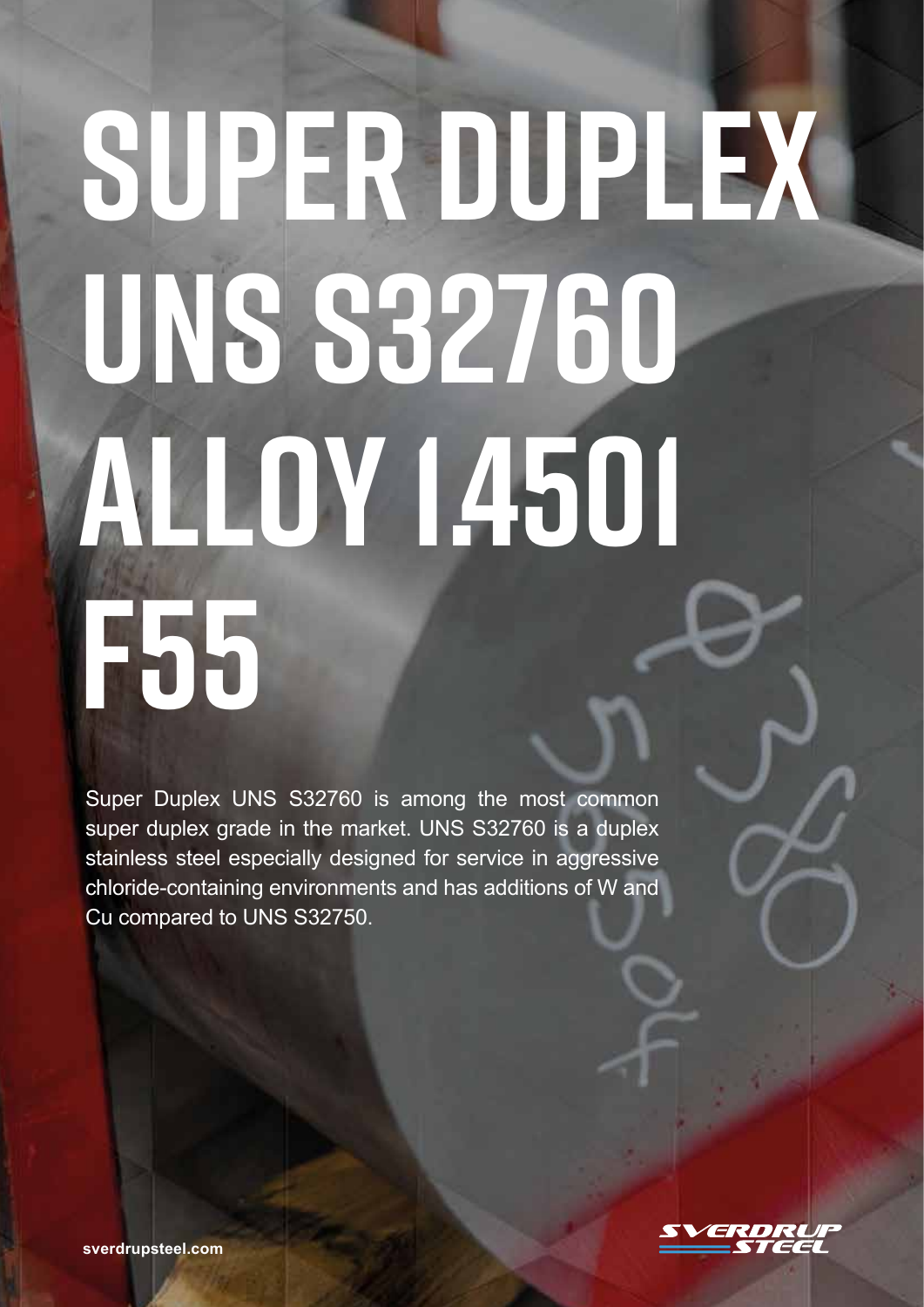# SUPER DUPLEX UNS S32760 ALLOY 1.4501 F55

Super Duplex UNS S32760 is among the most common super duplex grade in the market. UNS S32760 is a duplex stainless steel especially designed for service in aggressive chloride-containing environments and has additions of W and Cu compared to UNS S32750.

sverdrupsteel.com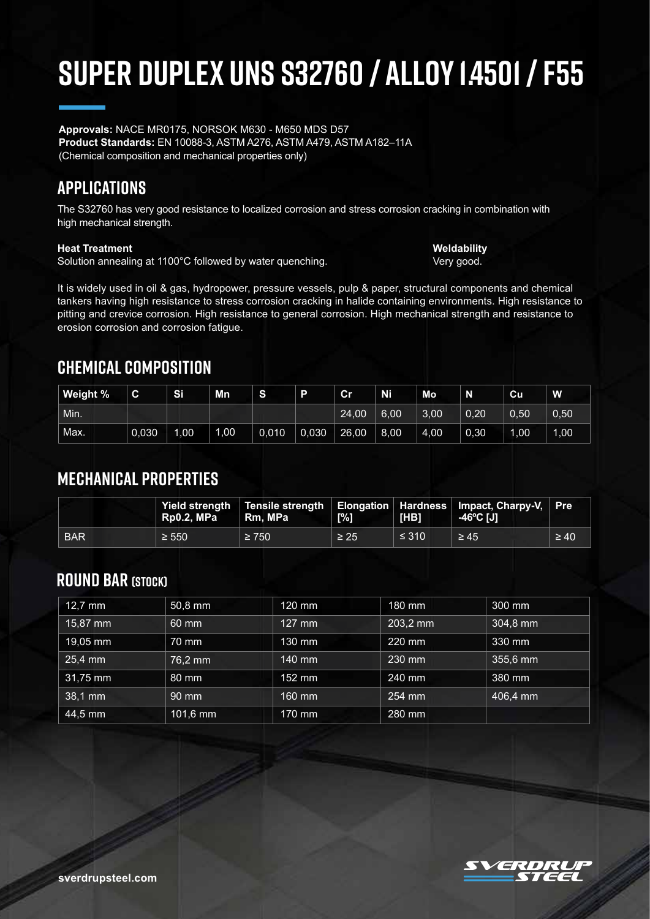# SUPER DUPLEX UNS S32760 / ALLOY 1.4501 / F55

**Approvals:** NACE MR0175, NORSOK M630 - M650 MDS D57
**Product Standards:** EN 10088-3, ASTM A276, ASTM A479, ASTM A182–11A
(Chemical composition and mechanical properties only)

## APPLICATIONS

The S32760 has very good resistance to localized corrosion and stress corrosion cracking in combination with high mechanical strength.

**Heat Treatment**
Solution annealing at 1100°C followed by water quenching.

**Weldability**
Very good.

It is widely used in oil & gas, hydropower, pressure vessels, pulp & paper, structural components and chemical tankers having high resistance to stress corrosion cracking in halide containing environments. High resistance to pitting and crevice corrosion. High resistance to general corrosion. High mechanical strength and resistance to erosion corrosion and corrosion fatigue.

## CHEMICAL COMPOSITION

| Weight % | C | Si | Mn | S | P | Cr | Ni | Mo | N | Cu | W |
|---|---|---|---|---|---|---|---|---|---|---|---|
| Min. | | | | | | 24,00 | 6,00 | 3,00 | 0,20 | 0,50 | 0,50 |
| Max. | 0,030 | 1,00 | 1,00 | 0,010 | 0,030 | 26,00 | 8,00 | 4,00 | 0,30 | 1,00 | 1,00 |

## MECHANICAL PROPERTIES

| | Yield strength Rp0.2, MPa | Tensile strength Rm, MPa | Elongation [%] | Hardness [HB] | Impact, Charpy-V, -46ºC [J] | Pre |
|---|---|---|---|---|---|---|
| BAR | ≥ 550 | ≥ 750 | ≥ 25 | ≤ 310 | ≥ 45 | ≥ 40 |

## ROUND BAR (STOCK)

| | | | | |
|---|---|---|---|---|
| 12,7 mm | 50,8 mm | 120 mm | 180 mm | 300 mm |
| 15,87 mm | 60 mm | 127 mm | 203,2 mm | 304,8 mm |
| 19,05 mm | 70 mm | 130 mm | 220 mm | 330 mm |
| 25,4 mm | 76,2 mm | 140 mm | 230 mm | 355,6 mm |
| 31,75 mm | 80 mm | 152 mm | 240 mm | 380 mm |
| 38,1 mm | 90 mm | 160 mm | 254 mm | 406,4 mm |
| 44,5 mm | 101,6 mm | 170 mm | 280 mm | |

sverdrupsteel.com